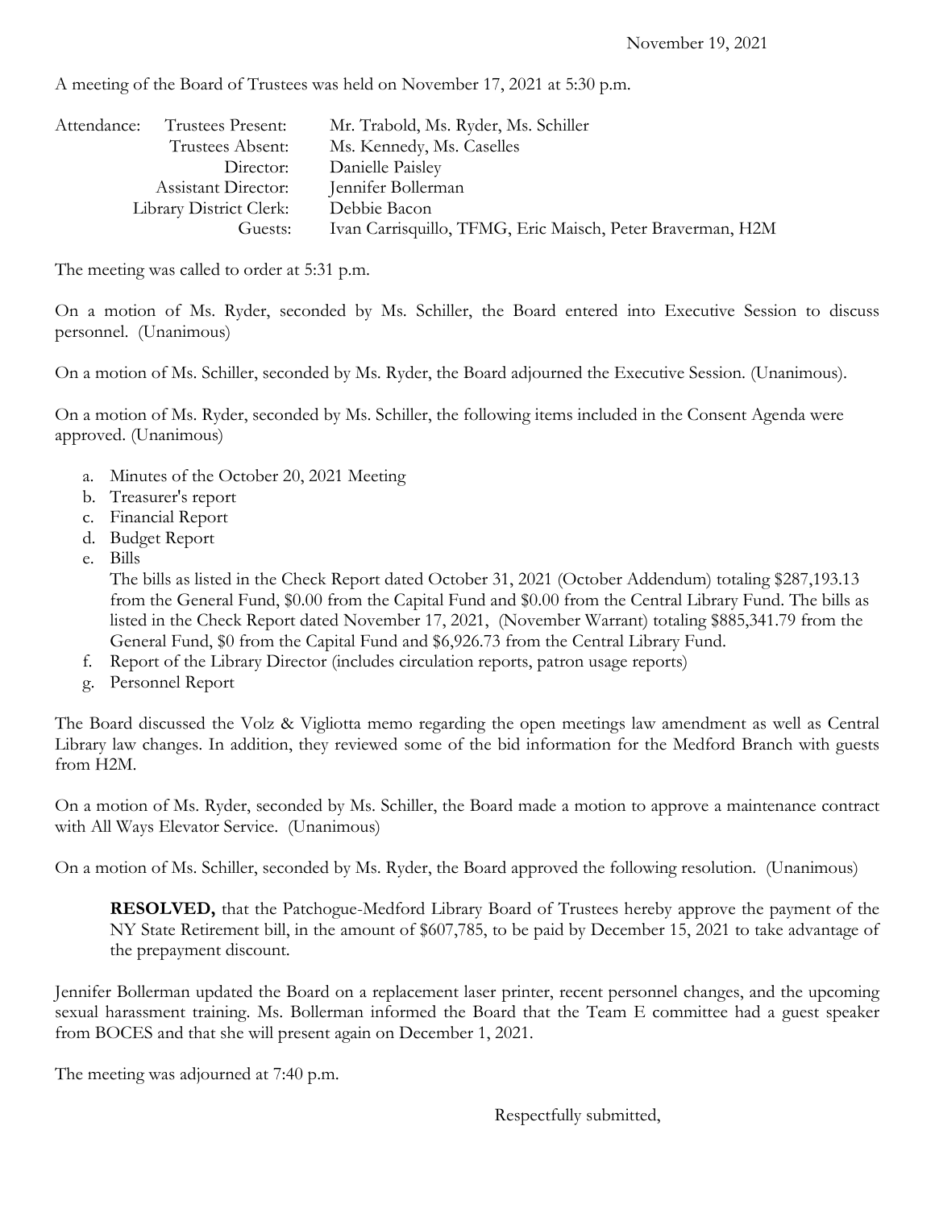November 19, 2021

A meeting of the Board of Trustees was held on November 17, 2021 at 5:30 p.m.

| Attendance: | | |
|---|---|---|
| | Trustees Present: | Mr. Trabold, Ms. Ryder, Ms. Schiller |
| | Trustees Absent: | Ms. Kennedy, Ms. Caselles |
| | Director: | Danielle Paisley |
| | Assistant Director: | Jennifer Bollerman |
| | Library District Clerk: | Debbie Bacon |
| | Guests: | Ivan Carrisquillo, TFMG, Eric Maisch, Peter Braverman, H2M |

The meeting was called to order at 5:31 p.m.

On a motion of Ms. Ryder, seconded by Ms. Schiller, the Board entered into Executive Session to discuss personnel. (Unanimous)

On a motion of Ms. Schiller, seconded by Ms. Ryder, the Board adjourned the Executive Session. (Unanimous).

On a motion of Ms. Ryder, seconded by Ms. Schiller, the following items included in the Consent Agenda were approved. (Unanimous)

a. Minutes of the October 20, 2021 Meeting
b. Treasurer's report
c. Financial Report
d. Budget Report
e. Bills
   The bills as listed in the Check Report dated October 31, 2021 (October Addendum) totaling $287,193.13 from the General Fund, $0.00 from the Capital Fund and $0.00 from the Central Library Fund. The bills as listed in the Check Report dated November 17, 2021, (November Warrant) totaling $885,341.79 from the General Fund, $0 from the Capital Fund and $6,926.73 from the Central Library Fund.
f. Report of the Library Director (includes circulation reports, patron usage reports)
g. Personnel Report

The Board discussed the Volz & Vigliotta memo regarding the open meetings law amendment as well as Central Library law changes. In addition, they reviewed some of the bid information for the Medford Branch with guests from H2M.

On a motion of Ms. Ryder, seconded by Ms. Schiller, the Board made a motion to approve a maintenance contract with All Ways Elevator Service. (Unanimous)

On a motion of Ms. Schiller, seconded by Ms. Ryder, the Board approved the following resolution. (Unanimous)

> **RESOLVED,** that the Patchogue-Medford Library Board of Trustees hereby approve the payment of the NY State Retirement bill, in the amount of $607,785, to be paid by December 15, 2021 to take advantage of the prepayment discount.

Jennifer Bollerman updated the Board on a replacement laser printer, recent personnel changes, and the upcoming sexual harassment training. Ms. Bollerman informed the Board that the Team E committee had a guest speaker from BOCES and that she will present again on December 1, 2021.

The meeting was adjourned at 7:40 p.m.

Respectfully submitted,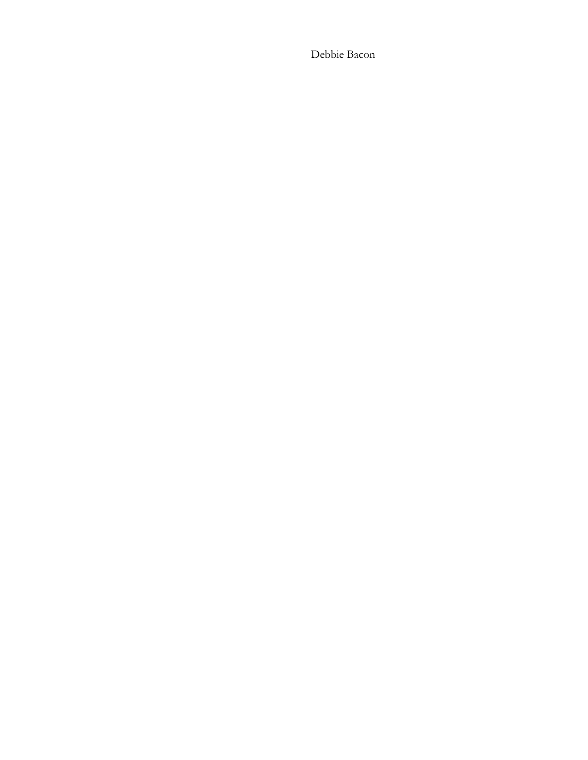Debbie Bacon